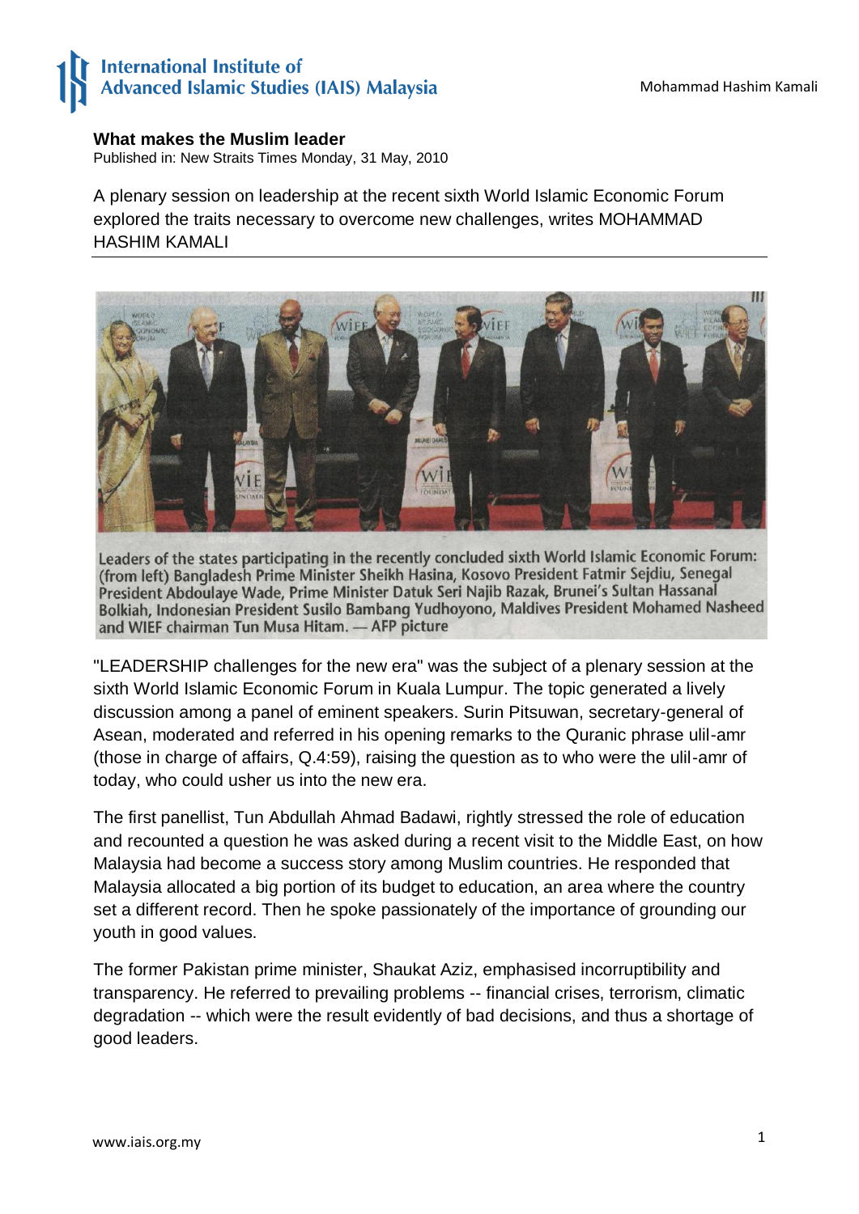## What makes the Muslim leader

Published in: New Straits Times Monday, 31 May, 2010

A plenary session on leadership at the recent sixth World Islamic Economic Forum explored the traits necessary to overcome new challenges, writes MOHAMMAD HASHIM KAMALI

Leaders of the states participating in the recently concluded sixth World Islamic Economic Forum: (from left) Bangladesh Prime Minister Sheikh Hasina, Kosovo President Fatmir Sejdiu, Senegal President Abdoulaye Wade, Prime Minister Datuk Seri Najib Razak, Brunei's Sultan Hassanal Bolkiah, Indonesian President Susilo Bambang Yudhoyono, Maldives President Mohamed Nasheed and WIEF chairman Tun Musa Hitam. — AFP picture

"LEADERSHIP challenges for the new era" was the subject of a plenary session at the sixth World Islamic Economic Forum in Kuala Lumpur. The topic generated a lively discussion among a panel of eminent speakers. Surin Pitsuwan, secretary-general of Asean, moderated and referred in his opening remarks to the Quranic phrase ulil-amr (those in charge of affairs, Q.4:59), raising the question as to who were the ulil-amr of today, who could usher us into the new era.

The first panellist, Tun Abdullah Ahmad Badawi, rightly stressed the role of education and recounted a question he was asked during a recent visit to the Middle East, on how Malaysia had become a success story among Muslim countries. He responded that Malaysia allocated a big portion of its budget to education, an area where the country set a different record. Then he spoke passionately of the importance of grounding our youth in good values.

The former Pakistan prime minister, Shaukat Aziz, emphasised incorruptibility and transparency. He referred to prevailing problems -- financial crises, terrorism, climatic degradation -- which were the result evidently of bad decisions, and thus a shortage of good leaders.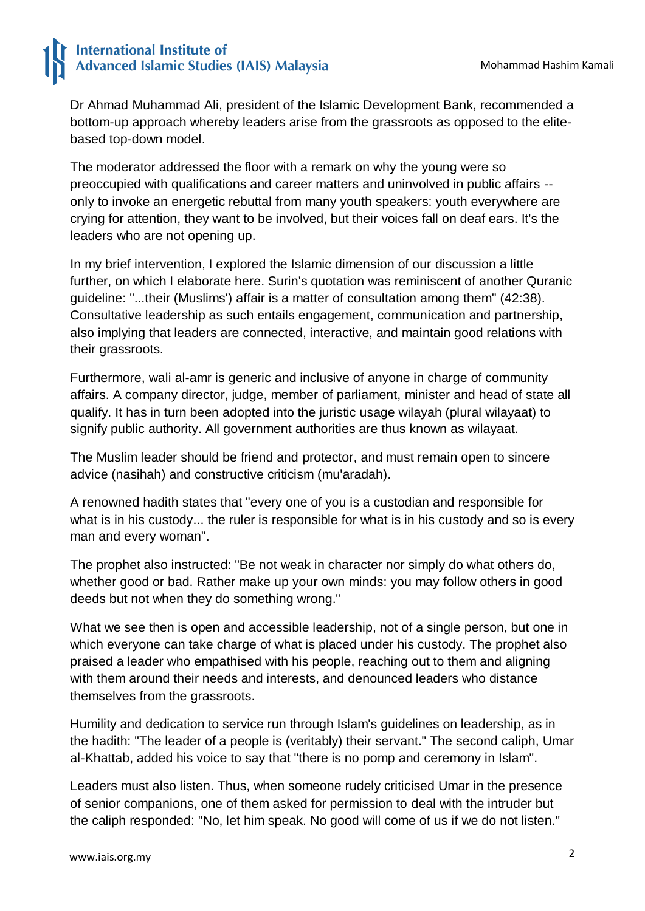Dr Ahmad Muhammad Ali, president of the Islamic Development Bank, recommended a bottom-up approach whereby leaders arise from the grassroots as opposed to the elite-based top-down model.

The moderator addressed the floor with a remark on why the young were so preoccupied with qualifications and career matters and uninvolved in public affairs -- only to invoke an energetic rebuttal from many youth speakers: youth everywhere are crying for attention, they want to be involved, but their voices fall on deaf ears. It's the leaders who are not opening up.

In my brief intervention, I explored the Islamic dimension of our discussion a little further, on which I elaborate here. Surin's quotation was reminiscent of another Quranic guideline: "...their (Muslims') affair is a matter of consultation among them" (42:38). Consultative leadership as such entails engagement, communication and partnership, also implying that leaders are connected, interactive, and maintain good relations with their grassroots.

Furthermore, wali al-amr is generic and inclusive of anyone in charge of community affairs. A company director, judge, member of parliament, minister and head of state all qualify. It has in turn been adopted into the juristic usage wilayah (plural wilayaat) to signify public authority. All government authorities are thus known as wilayaat.

The Muslim leader should be friend and protector, and must remain open to sincere advice (nasihah) and constructive criticism (mu'aradah).

A renowned hadith states that "every one of you is a custodian and responsible for what is in his custody... the ruler is responsible for what is in his custody and so is every man and every woman".

The prophet also instructed: "Be not weak in character nor simply do what others do, whether good or bad. Rather make up your own minds: you may follow others in good deeds but not when they do something wrong."

What we see then is open and accessible leadership, not of a single person, but one in which everyone can take charge of what is placed under his custody. The prophet also praised a leader who empathised with his people, reaching out to them and aligning with them around their needs and interests, and denounced leaders who distance themselves from the grassroots.

Humility and dedication to service run through Islam's guidelines on leadership, as in the hadith: "The leader of a people is (veritably) their servant." The second caliph, Umar al-Khattab, added his voice to say that "there is no pomp and ceremony in Islam".

Leaders must also listen. Thus, when someone rudely criticised Umar in the presence of senior companions, one of them asked for permission to deal with the intruder but the caliph responded: "No, let him speak. No good will come of us if we do not listen."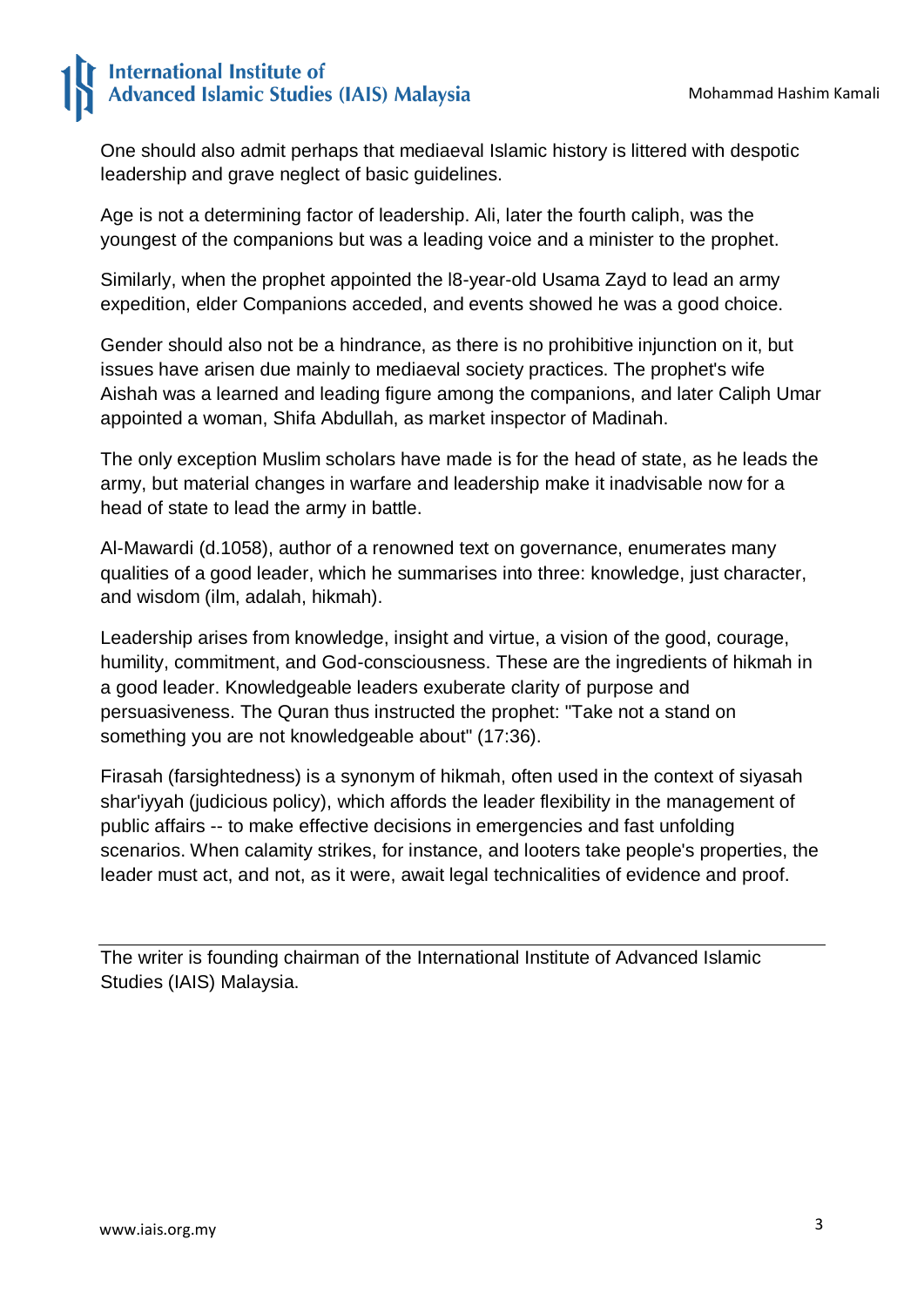One should also admit perhaps that mediaeval Islamic history is littered with despotic leadership and grave neglect of basic guidelines.

Age is not a determining factor of leadership. Ali, later the fourth caliph, was the youngest of the companions but was a leading voice and a minister to the prophet.

Similarly, when the prophet appointed the l8-year-old Usama Zayd to lead an army expedition, elder Companions acceded, and events showed he was a good choice.

Gender should also not be a hindrance, as there is no prohibitive injunction on it, but issues have arisen due mainly to mediaeval society practices. The prophet's wife Aishah was a learned and leading figure among the companions, and later Caliph Umar appointed a woman, Shifa Abdullah, as market inspector of Madinah.

The only exception Muslim scholars have made is for the head of state, as he leads the army, but material changes in warfare and leadership make it inadvisable now for a head of state to lead the army in battle.

Al-Mawardi (d.1058), author of a renowned text on governance, enumerates many qualities of a good leader, which he summarises into three: knowledge, just character, and wisdom (ilm, adalah, hikmah).

Leadership arises from knowledge, insight and virtue, a vision of the good, courage, humility, commitment, and God-consciousness. These are the ingredients of hikmah in a good leader. Knowledgeable leaders exuberate clarity of purpose and persuasiveness. The Quran thus instructed the prophet: "Take not a stand on something you are not knowledgeable about" (17:36).

Firasah (farsightedness) is a synonym of hikmah, often used in the context of siyasah shar'iyyah (judicious policy), which affords the leader flexibility in the management of public affairs -- to make effective decisions in emergencies and fast unfolding scenarios. When calamity strikes, for instance, and looters take people's properties, the leader must act, and not, as it were, await legal technicalities of evidence and proof.

---

The writer is founding chairman of the International Institute of Advanced Islamic Studies (IAIS) Malaysia.